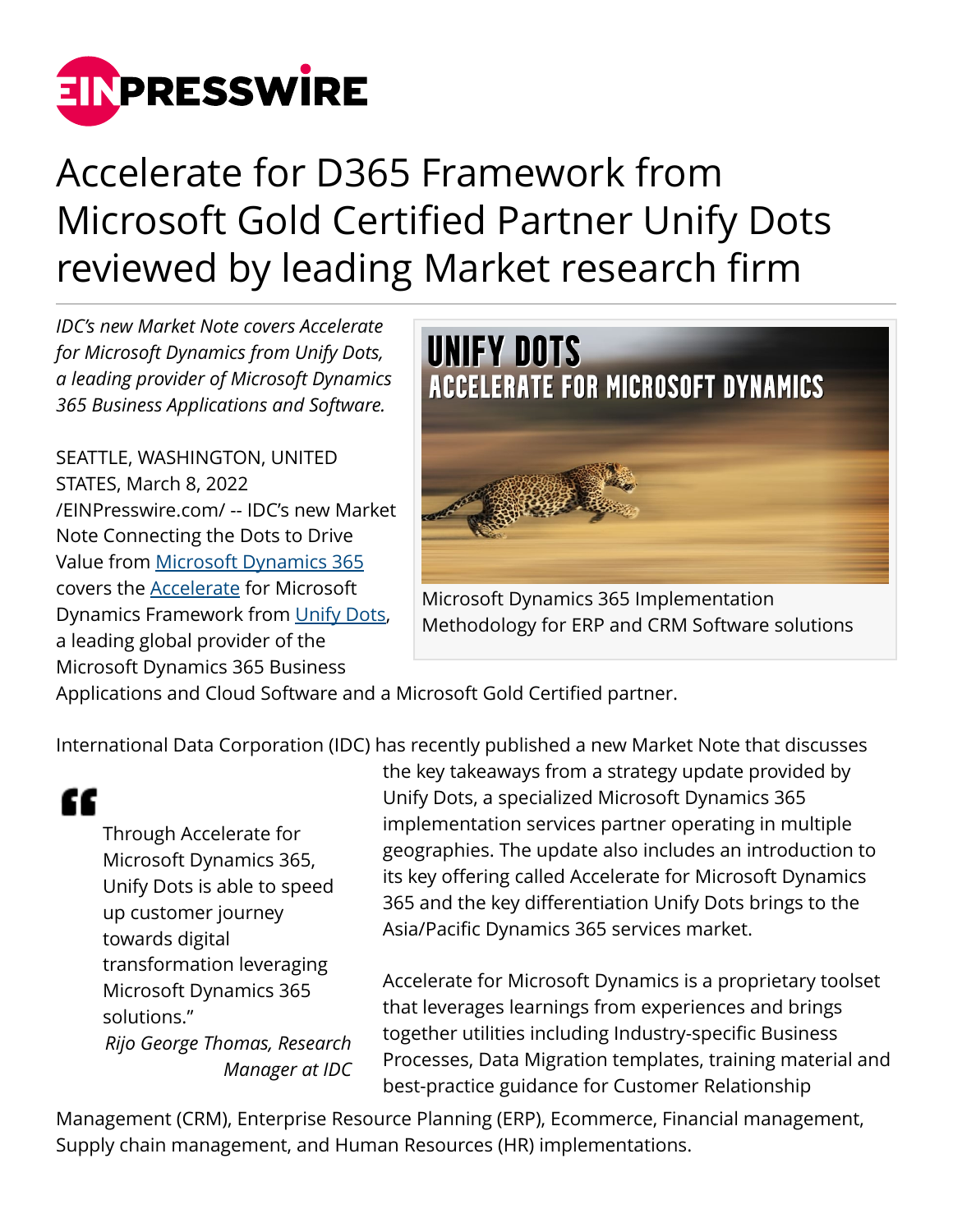# Accelerate for D365 Framework from Microsoft Gold Certified Partner Unify Dots reviewed by leading Market research firm

*IDC's new Market Note covers Accelerate for Microsoft Dynamics from Unify Dots, a leading provider of Microsoft Dynamics 365 Business Applications and Software.*

Microsoft Dynamics 365 Implementation Methodology for ERP and CRM Software solutions

SEATTLE, WASHINGTON, UNITED STATES, March 8, 2022 /EINPresswire.com/ -- IDC's new Market Note Connecting the Dots to Drive Value from Microsoft Dynamics 365 covers the Accelerate for Microsoft Dynamics Framework from Unify Dots, a leading global provider of the Microsoft Dynamics 365 Business Applications and Cloud Software and a Microsoft Gold Certified partner.

International Data Corporation (IDC) has recently published a new Market Note that discusses the key takeaways from a strategy update provided by Unify Dots, a specialized Microsoft Dynamics 365 implementation services partner operating in multiple geographies. The update also includes an introduction to its key offering called Accelerate for Microsoft Dynamics 365 and the key differentiation Unify Dots brings to the Asia/Pacific Dynamics 365 services market.

> Through Accelerate for Microsoft Dynamics 365, Unify Dots is able to speed up customer journey towards digital transformation leveraging Microsoft Dynamics 365 solutions."
>
> *Rijo George Thomas, Research Manager at IDC*

Accelerate for Microsoft Dynamics is a proprietary toolset that leverages learnings from experiences and brings together utilities including Industry-specific Business Processes, Data Migration templates, training material and best-practice guidance for Customer Relationship Management (CRM), Enterprise Resource Planning (ERP), Ecommerce, Financial management, Supply chain management, and Human Resources (HR) implementations.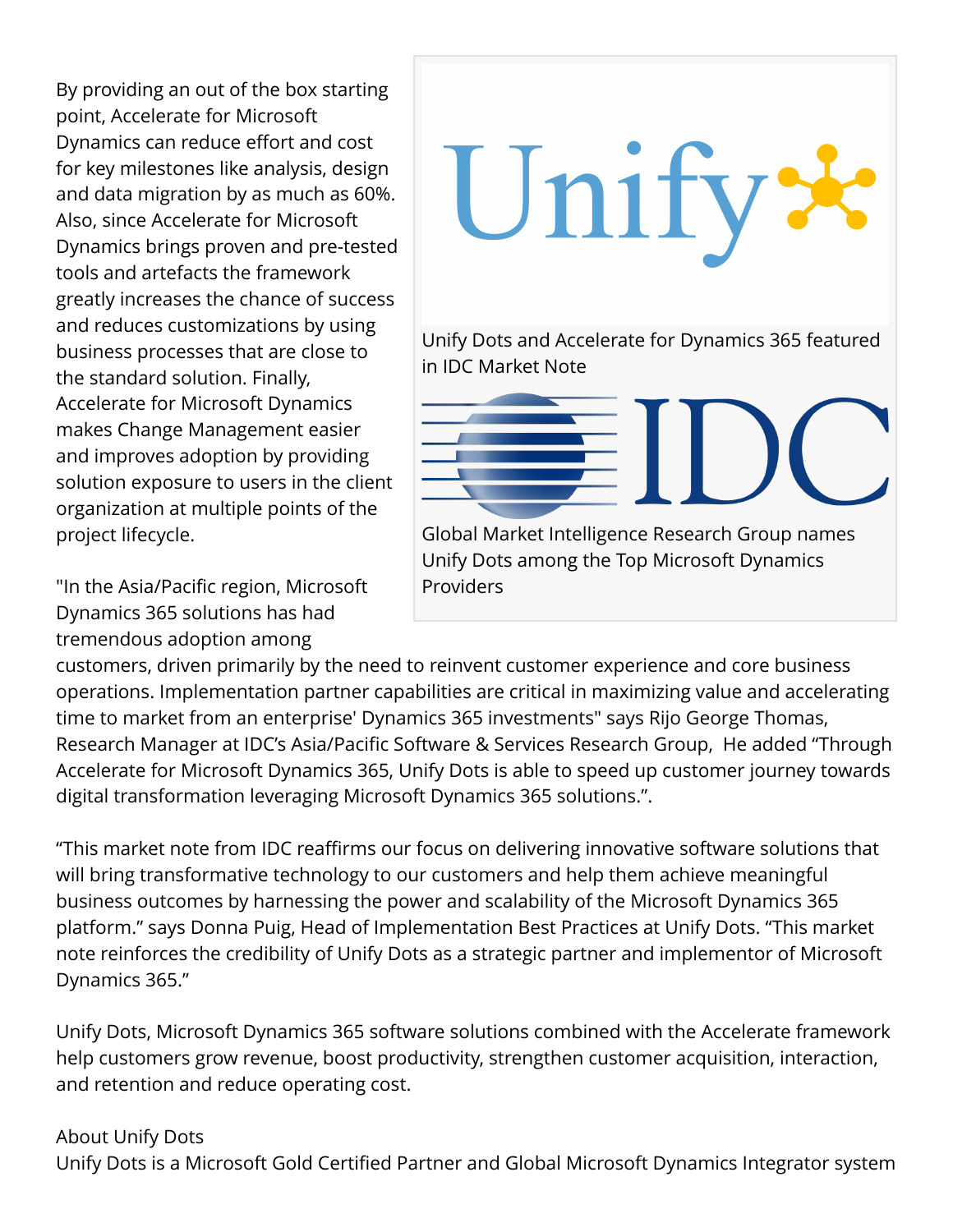By providing an out of the box starting point, Accelerate for Microsoft Dynamics can reduce effort and cost for key milestones like analysis, design and data migration by as much as 60%. Also, since Accelerate for Microsoft Dynamics brings proven and pre-tested tools and artefacts the framework greatly increases the chance of success and reduces customizations by using business processes that are close to the standard solution. Finally, Accelerate for Microsoft Dynamics makes Change Management easier and improves adoption by providing solution exposure to users in the client organization at multiple points of the project lifecycle.

Unify Dots and Accelerate for Dynamics 365 featured in IDC Market Note

Global Market Intelligence Research Group names Unify Dots among the Top Microsoft Dynamics Providers

"In the Asia/Pacific region, Microsoft Dynamics 365 solutions has had tremendous adoption among customers, driven primarily by the need to reinvent customer experience and core business operations. Implementation partner capabilities are critical in maximizing value and accelerating time to market from an enterprise' Dynamics 365 investments" says Rijo George Thomas, Research Manager at IDC's Asia/Pacific Software & Services Research Group, He added "Through Accelerate for Microsoft Dynamics 365, Unify Dots is able to speed up customer journey towards digital transformation leveraging Microsoft Dynamics 365 solutions.".

"This market note from IDC reaffirms our focus on delivering innovative software solutions that will bring transformative technology to our customers and help them achieve meaningful business outcomes by harnessing the power and scalability of the Microsoft Dynamics 365 platform." says Donna Puig, Head of Implementation Best Practices at Unify Dots. "This market note reinforces the credibility of Unify Dots as a strategic partner and implementor of Microsoft Dynamics 365."

Unify Dots, Microsoft Dynamics 365 software solutions combined with the Accelerate framework help customers grow revenue, boost productivity, strengthen customer acquisition, interaction, and retention and reduce operating cost.

About Unify Dots

Unify Dots is a Microsoft Gold Certified Partner and Global Microsoft Dynamics Integrator system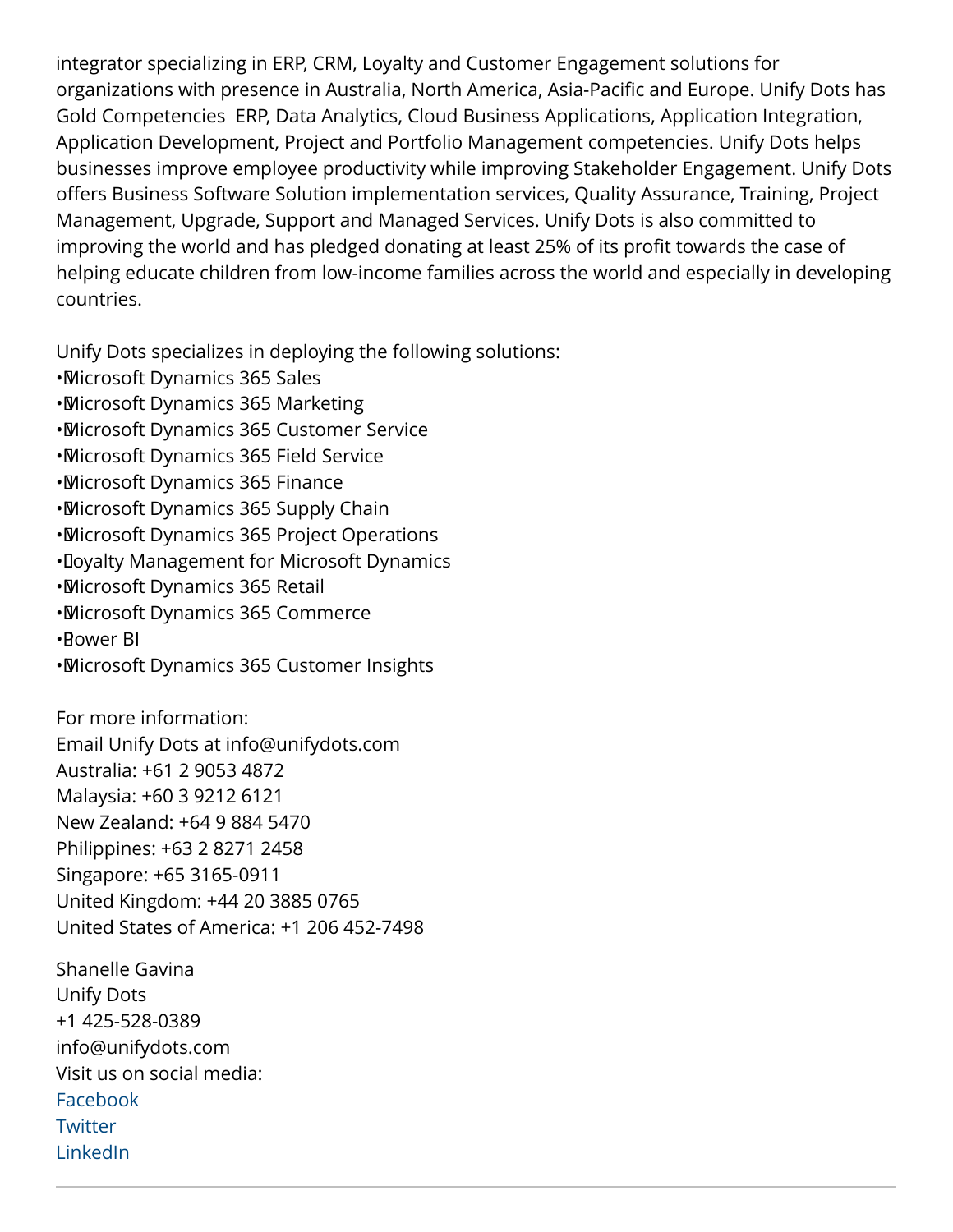integrator specializing in ERP, CRM, Loyalty and Customer Engagement solutions for organizations with presence in Australia, North America, Asia-Pacific and Europe. Unify Dots has Gold Competencies ERP, Data Analytics, Cloud Business Applications, Application Integration, Application Development, Project and Portfolio Management competencies. Unify Dots helps businesses improve employee productivity while improving Stakeholder Engagement. Unify Dots offers Business Software Solution implementation services, Quality Assurance, Training, Project Management, Upgrade, Support and Managed Services. Unify Dots is also committed to improving the world and has pledged donating at least 25% of its profit towards the case of helping educate children from low-income families across the world and especially in developing countries.

Unify Dots specializes in deploying the following solutions:

- Microsoft Dynamics 365 Sales
- Microsoft Dynamics 365 Marketing
- Microsoft Dynamics 365 Customer Service
- Microsoft Dynamics 365 Field Service
- Microsoft Dynamics 365 Finance
- Microsoft Dynamics 365 Supply Chain
- Microsoft Dynamics 365 Project Operations
- Loyalty Management for Microsoft Dynamics
- Microsoft Dynamics 365 Retail
- Microsoft Dynamics 365 Commerce
- Power BI
- Microsoft Dynamics 365 Customer Insights

For more information:
Email Unify Dots at info@unifydots.com
Australia: +61 2 9053 4872
Malaysia: +60 3 9212 6121
New Zealand: +64 9 884 5470
Philippines: +63 2 8271 2458
Singapore: +65 3165-0911
United Kingdom: +44 20 3885 0765
United States of America: +1 206 452-7498

Shanelle Gavina
Unify Dots
+1 425-528-0389
info@unifydots.com
Visit us on social media:
Facebook
Twitter
LinkedIn

---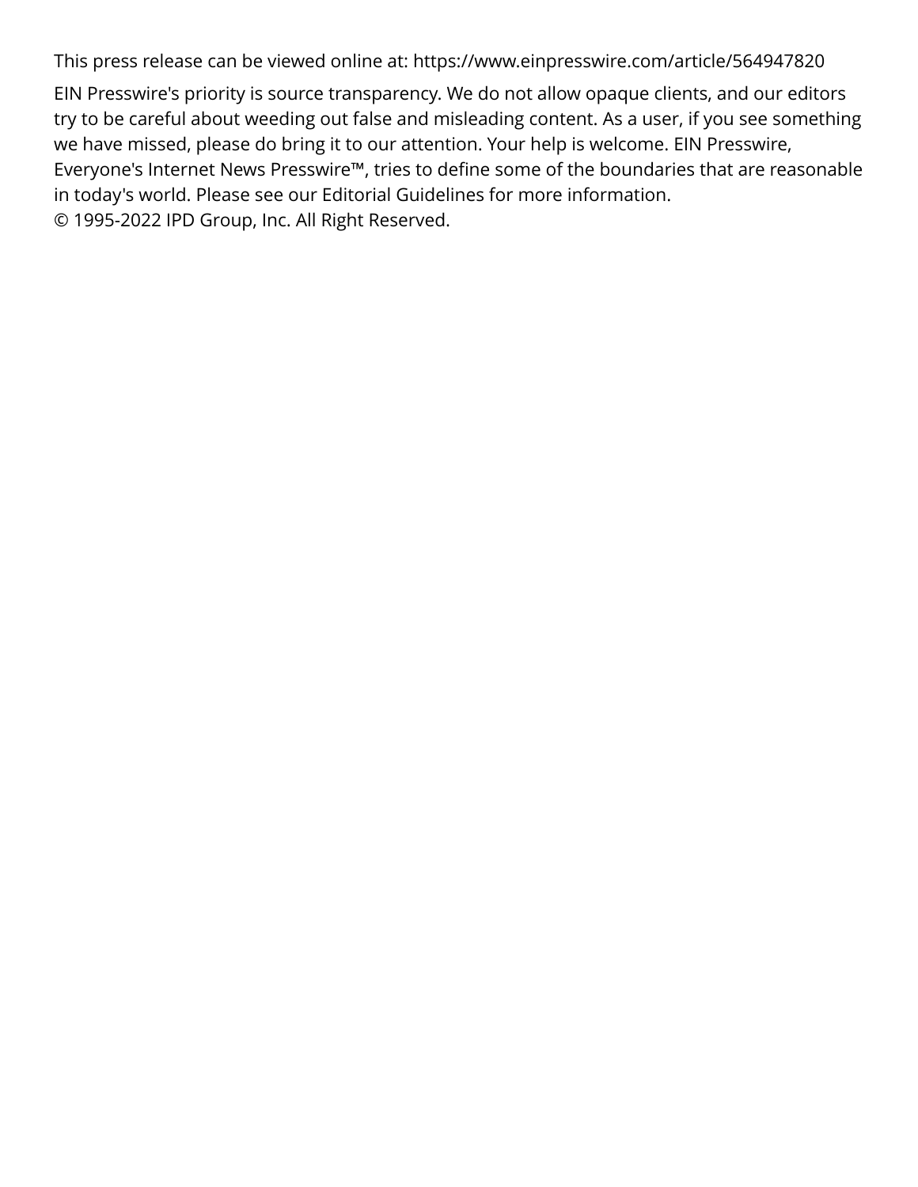This press release can be viewed online at: https://www.einpresswire.com/article/564947820

EIN Presswire's priority is source transparency. We do not allow opaque clients, and our editors try to be careful about weeding out false and misleading content. As a user, if you see something we have missed, please do bring it to our attention. Your help is welcome. EIN Presswire, Everyone's Internet News Presswire™, tries to define some of the boundaries that are reasonable in today's world. Please see our Editorial Guidelines for more information.
© 1995-2022 IPD Group, Inc. All Right Reserved.